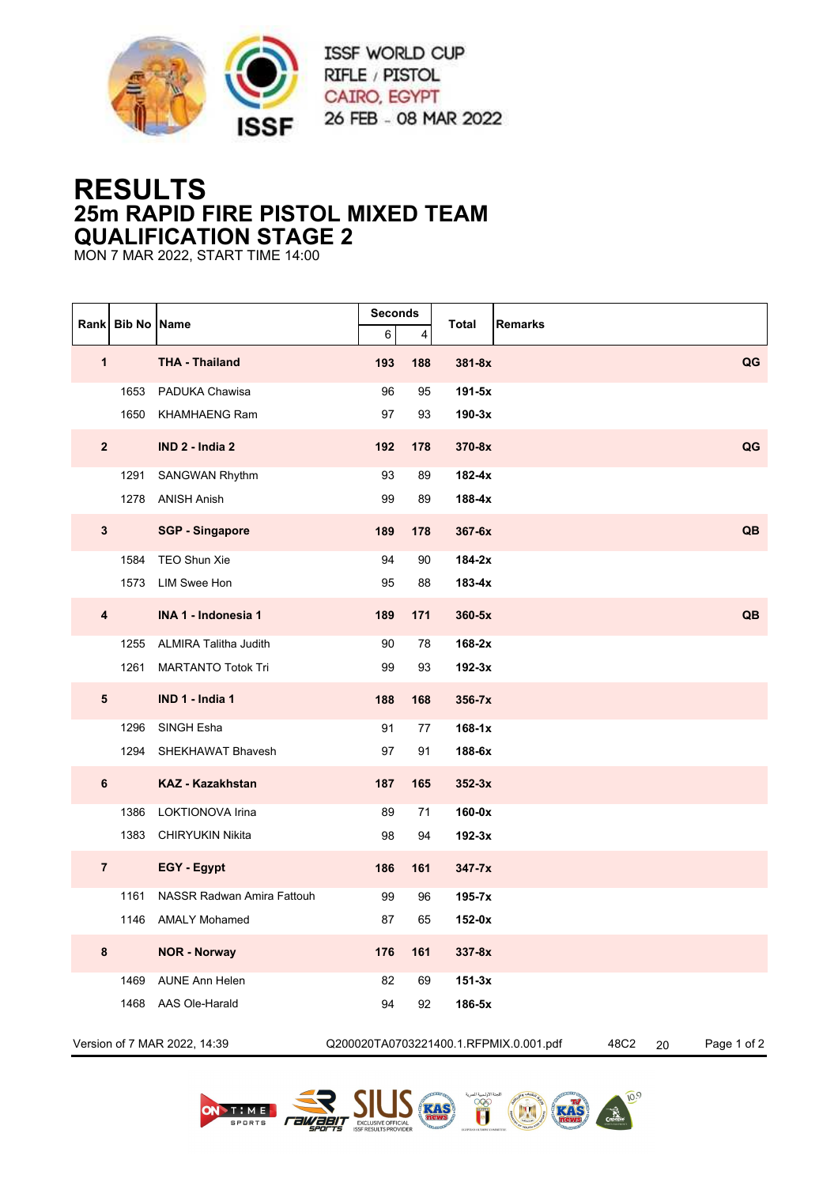ISSF WORLD CUP
RIFLE / PISTOL
CAIRO, EGYPT
26 FEB - 08 MAR 2022

# RESULTS
## 25m RAPID FIRE PISTOL MIXED TEAM
## QUALIFICATION STAGE 2

MON 7 MAR 2022, START TIME 14:00

| Rank | Bib No | Name | Seconds | | Total | Remarks |
|---|---|---|---|---|---|---|
| | | | 6 | 4 | | |
| **1** | | **THA - Thailand** | **193** | **188** | **381-8x** | **QG** |
| | 1653 | PADUKA Chawisa | 96 | 95 | **191-5x** | |
| | 1650 | KHAMHAENG Ram | 97 | 93 | **190-3x** | |
| **2** | | **IND 2 - India 2** | **192** | **178** | **370-8x** | **QG** |
| | 1291 | SANGWAN Rhythm | 93 | 89 | **182-4x** | |
| | 1278 | ANISH Anish | 99 | 89 | **188-4x** | |
| **3** | | **SGP - Singapore** | **189** | **178** | **367-6x** | **QB** |
| | 1584 | TEO Shun Xie | 94 | 90 | **184-2x** | |
| | 1573 | LIM Swee Hon | 95 | 88 | **183-4x** | |
| **4** | | **INA 1 - Indonesia 1** | **189** | **171** | **360-5x** | **QB** |
| | 1255 | ALMIRA Talitha Judith | 90 | 78 | **168-2x** | |
| | 1261 | MARTANTO Totok Tri | 99 | 93 | **192-3x** | |
| **5** | | **IND 1 - India 1** | **188** | **168** | **356-7x** | |
| | 1296 | SINGH Esha | 91 | 77 | **168-1x** | |
| | 1294 | SHEKHAWAT Bhavesh | 97 | 91 | **188-6x** | |
| **6** | | **KAZ - Kazakhstan** | **187** | **165** | **352-3x** | |
| | 1386 | LOKTIONOVA Irina | 89 | 71 | **160-0x** | |
| | 1383 | CHIRYUKIN Nikita | 98 | 94 | **192-3x** | |
| **7** | | **EGY - Egypt** | **186** | **161** | **347-7x** | |
| | 1161 | NASSR Radwan Amira Fattouh | 99 | 96 | **195-7x** | |
| | 1146 | AMALY Mohamed | 87 | 65 | **152-0x** | |
| **8** | | **NOR - Norway** | **176** | **161** | **337-8x** | |
| | 1469 | AUNE Ann Helen | 82 | 69 | **151-3x** | |
| | 1468 | AAS Ole-Harald | 94 | 92 | **186-5x** | |

Version of 7 MAR 2022, 14:39 Q200020TA0703221400.1.RFPMIX.0.001.pdf 48C2 20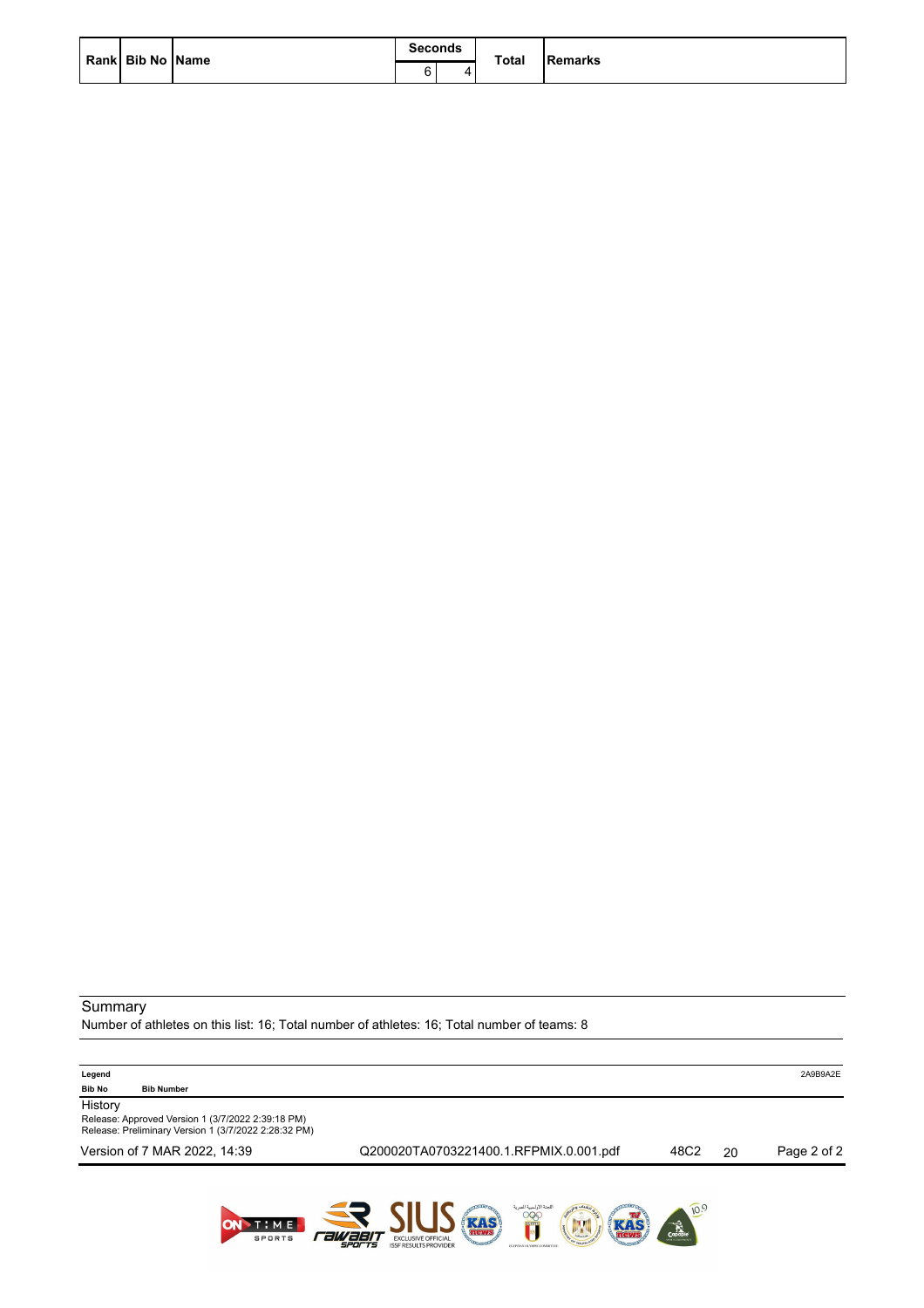| Rank | Bib No | Name | Seconds | | Total | Remarks |
|---|---|---|---|---|---|---|
| | | | 6 | 4 | | |

## Summary

Number of athletes on this list: 16; Total number of athletes: 16; Total number of teams: 8

**Legend**

**Bib No** **Bib Number**

History

Release: Approved Version 1 (3/7/2022 2:39:18 PM)
Release: Preliminary Version 1 (3/7/2022 2:28:32 PM)

Version of 7 MAR 2022, 14:39 Q200020TA0703221400.1.RFPMIX.0.001.pdf 48C2 20